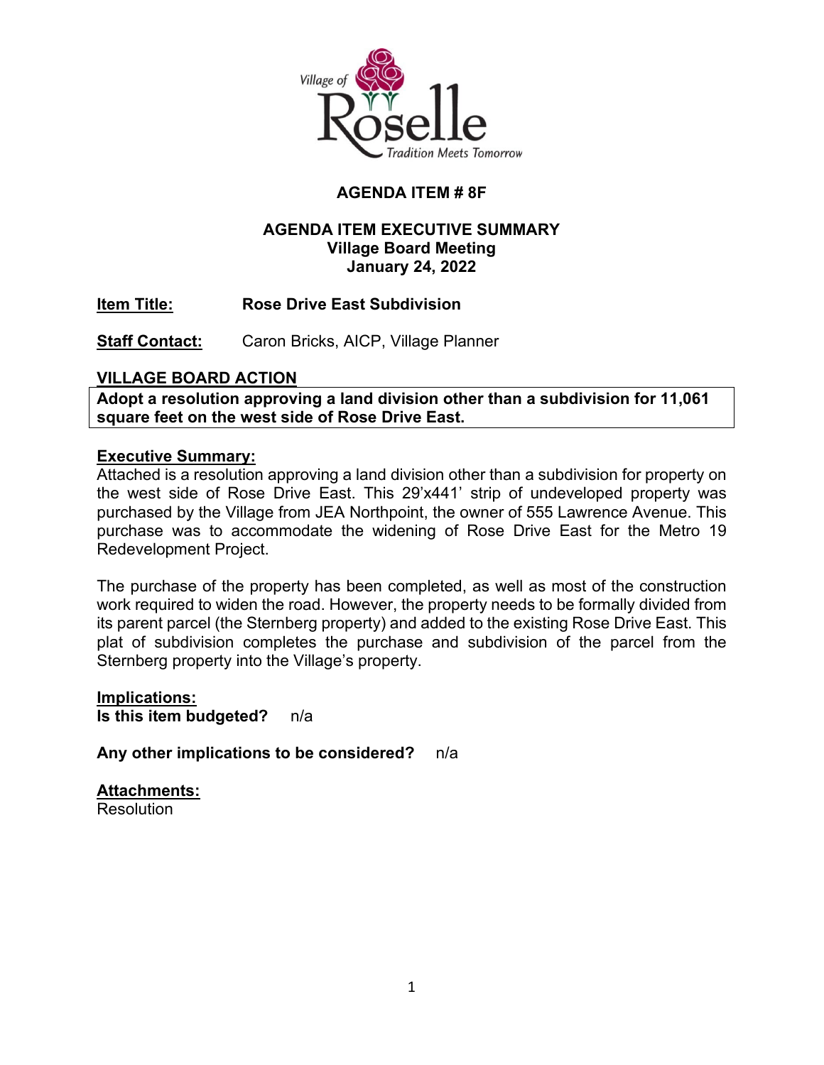Village of Roselle
Tradition Meets Tomorrow

**AGENDA ITEM # 8F**

**AGENDA ITEM EXECUTIVE SUMMARY**
**Village Board Meeting**
**January 24, 2022**

**Item Title:** **Rose Drive East Subdivision**

**Staff Contact:** Caron Bricks, AICP, Village Planner

## VILLAGE BOARD ACTION

**Adopt a resolution approving a land division other than a subdivision for 11,061 square feet on the west side of Rose Drive East.**

## Executive Summary:

Attached is a resolution approving a land division other than a subdivision for property on the west side of Rose Drive East. This 29'x441' strip of undeveloped property was purchased by the Village from JEA Northpoint, the owner of 555 Lawrence Avenue. This purchase was to accommodate the widening of Rose Drive East for the Metro 19 Redevelopment Project.

The purchase of the property has been completed, as well as most of the construction work required to widen the road. However, the property needs to be formally divided from its parent parcel (the Sternberg property) and added to the existing Rose Drive East. This plat of subdivision completes the purchase and subdivision of the parcel from the Sternberg property into the Village's property.

## Implications:

**Is this item budgeted?** n/a

**Any other implications to be considered?** n/a

## Attachments:

Resolution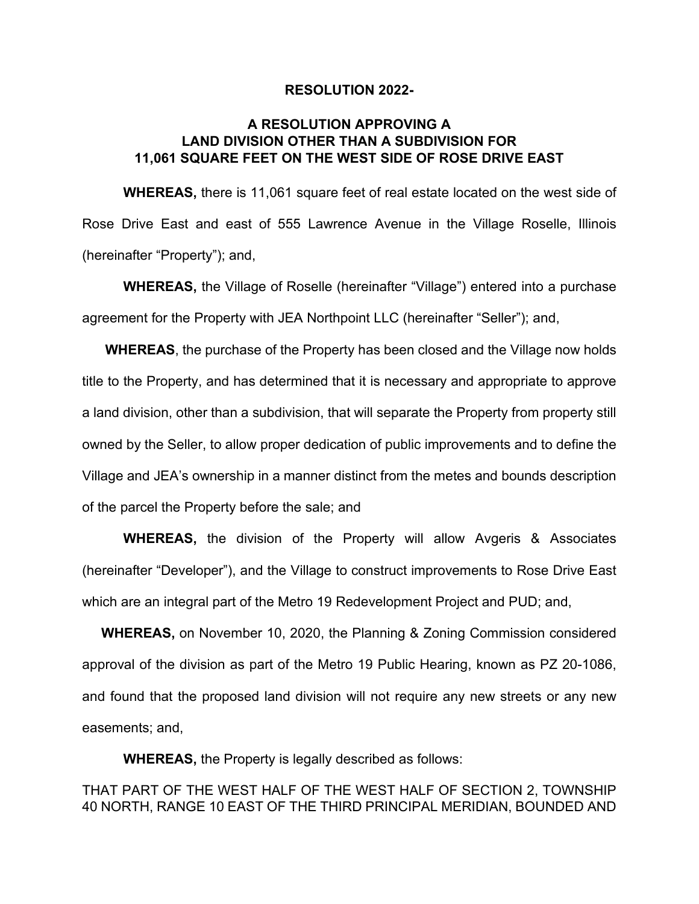**RESOLUTION 2022-**

**A RESOLUTION APPROVING A LAND DIVISION OTHER THAN A SUBDIVISION FOR 11,061 SQUARE FEET ON THE WEST SIDE OF ROSE DRIVE EAST**

**WHEREAS,** there is 11,061 square feet of real estate located on the west side of Rose Drive East and east of 555 Lawrence Avenue in the Village Roselle, Illinois (hereinafter "Property"); and,

**WHEREAS,** the Village of Roselle (hereinafter "Village") entered into a purchase agreement for the Property with JEA Northpoint LLC (hereinafter "Seller"); and,

**WHEREAS**, the purchase of the Property has been closed and the Village now holds title to the Property, and has determined that it is necessary and appropriate to approve a land division, other than a subdivision, that will separate the Property from property still owned by the Seller, to allow proper dedication of public improvements and to define the Village and JEA's ownership in a manner distinct from the metes and bounds description of the parcel the Property before the sale; and

**WHEREAS,** the division of the Property will allow Avgeris & Associates (hereinafter "Developer"), and the Village to construct improvements to Rose Drive East which are an integral part of the Metro 19 Redevelopment Project and PUD; and,

**WHEREAS,** on November 10, 2020, the Planning & Zoning Commission considered approval of the division as part of the Metro 19 Public Hearing, known as PZ 20-1086, and found that the proposed land division will not require any new streets or any new easements; and,

**WHEREAS,** the Property is legally described as follows:

THAT PART OF THE WEST HALF OF THE WEST HALF OF SECTION 2, TOWNSHIP 40 NORTH, RANGE 10 EAST OF THE THIRD PRINCIPAL MERIDIAN, BOUNDED AND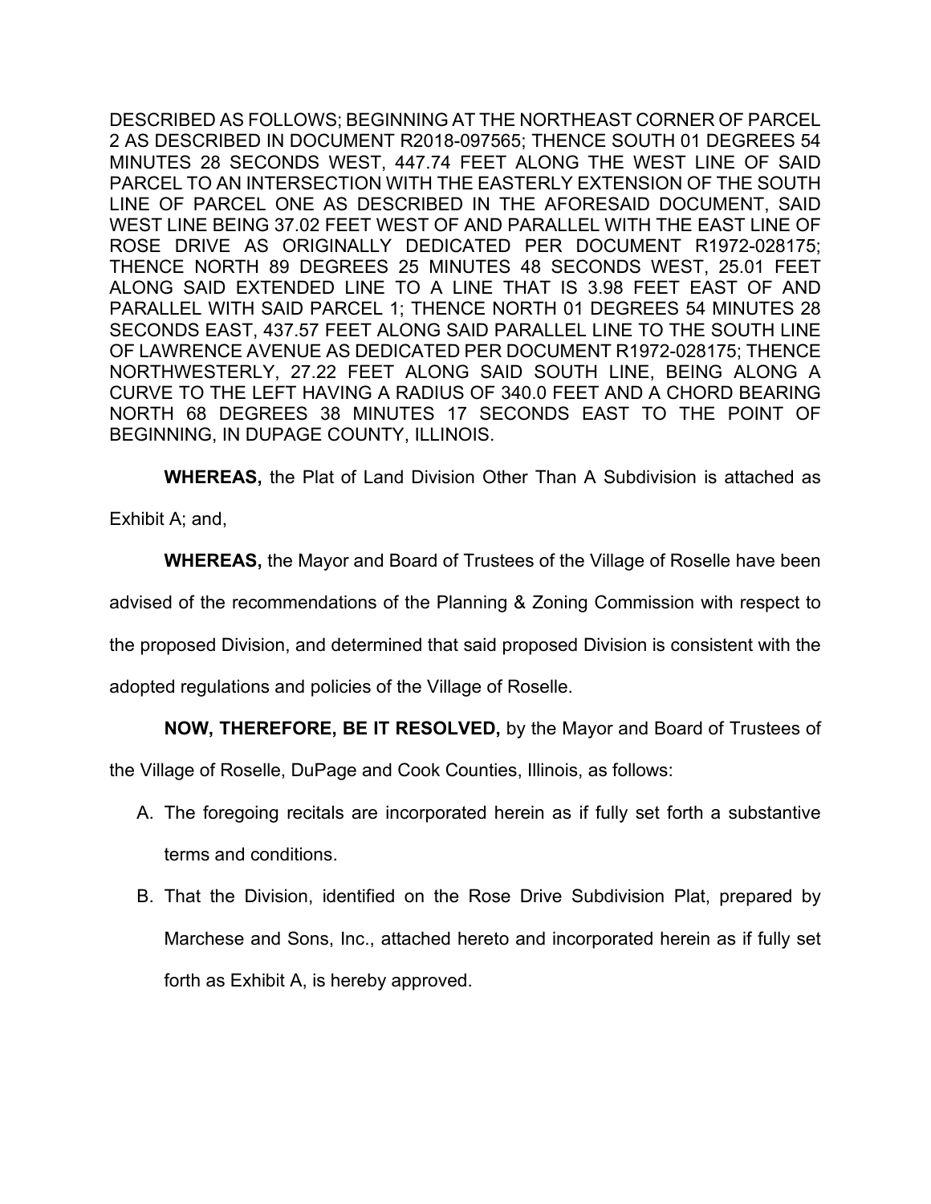DESCRIBED AS FOLLOWS; BEGINNING AT THE NORTHEAST CORNER OF PARCEL 2 AS DESCRIBED IN DOCUMENT R2018-097565; THENCE SOUTH 01 DEGREES 54 MINUTES 28 SECONDS WEST, 447.74 FEET ALONG THE WEST LINE OF SAID PARCEL TO AN INTERSECTION WITH THE EASTERLY EXTENSION OF THE SOUTH LINE OF PARCEL ONE AS DESCRIBED IN THE AFORESAID DOCUMENT, SAID WEST LINE BEING 37.02 FEET WEST OF AND PARALLEL WITH THE EAST LINE OF ROSE DRIVE AS ORIGINALLY DEDICATED PER DOCUMENT R1972-028175; THENCE NORTH 89 DEGREES 25 MINUTES 48 SECONDS WEST, 25.01 FEET ALONG SAID EXTENDED LINE TO A LINE THAT IS 3.98 FEET EAST OF AND PARALLEL WITH SAID PARCEL 1; THENCE NORTH 01 DEGREES 54 MINUTES 28 SECONDS EAST, 437.57 FEET ALONG SAID PARALLEL LINE TO THE SOUTH LINE OF LAWRENCE AVENUE AS DEDICATED PER DOCUMENT R1972-028175; THENCE NORTHWESTERLY, 27.22 FEET ALONG SAID SOUTH LINE, BEING ALONG A CURVE TO THE LEFT HAVING A RADIUS OF 340.0 FEET AND A CHORD BEARING NORTH 68 DEGREES 38 MINUTES 17 SECONDS EAST TO THE POINT OF BEGINNING, IN DUPAGE COUNTY, ILLINOIS.

**WHEREAS,** the Plat of Land Division Other Than A Subdivision is attached as Exhibit A; and,

**WHEREAS,** the Mayor and Board of Trustees of the Village of Roselle have been advised of the recommendations of the Planning & Zoning Commission with respect to the proposed Division, and determined that said proposed Division is consistent with the adopted regulations and policies of the Village of Roselle.

**NOW, THEREFORE, BE IT RESOLVED,** by the Mayor and Board of Trustees of the Village of Roselle, DuPage and Cook Counties, Illinois, as follows:

A. The foregoing recitals are incorporated herein as if fully set forth a substantive terms and conditions.

B. That the Division, identified on the Rose Drive Subdivision Plat, prepared by Marchese and Sons, Inc., attached hereto and incorporated herein as if fully set forth as Exhibit A, is hereby approved.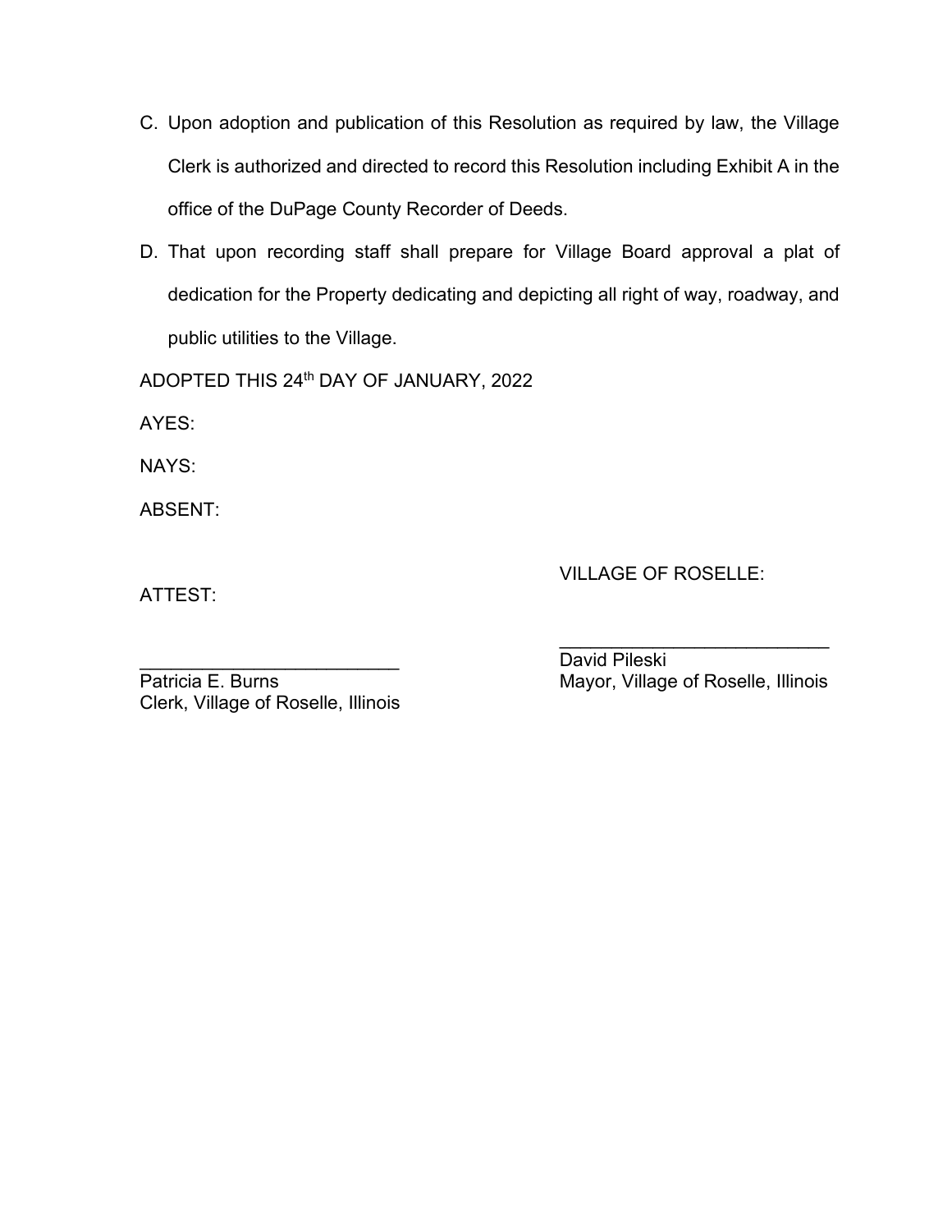C. Upon adoption and publication of this Resolution as required by law, the Village Clerk is authorized and directed to record this Resolution including Exhibit A in the office of the DuPage County Recorder of Deeds.

D. That upon recording staff shall prepare for Village Board approval a plat of dedication for the Property dedicating and depicting all right of way, roadway, and public utilities to the Village.

ADOPTED THIS 24th DAY OF JANUARY, 2022

AYES:

NAYS:

ABSENT:

VILLAGE OF ROSELLE:

ATTEST:

_________________________
David Pileski
Mayor, Village of Roselle, Illinois

_________________________
Patricia E. Burns
Clerk, Village of Roselle, Illinois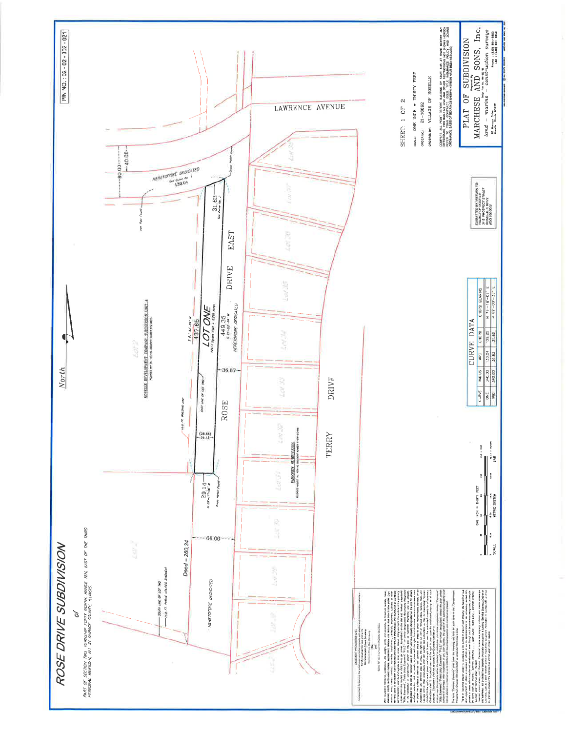# ROSE DRIVE SUBDIVISION

of

PART OF SECTION TWO, TOWNSHIP FORTY NORTH, RANGE TEN, EAST OF THE THIRD PRINCIPAL MERIDIAN, ALL IN DUPAGE COUNTY, ILLINOIS.

PIN NO.: 02 - 02 - 302 - 021

North

LAWRENCE AVENUE

ROSE DRIVE EAST

TERRY DRIVE

HERETOFORE DEDICATED

LOT ONE

ROSELLE DEVELOPMENT COMPANY SUBDIVISION UNIT 4

PARKVIEW SUBDIVISION

80.00
40.00
130.04
31.63
437.65
449.35
36.87
29.14
(28.98) 29.13
66.00
Deed = 260.34

10.0 FT. BUILDING LINE

SOUTH LINE OF LOT TWO

EAST LINE OF LOT TWO

15.0 FT. PUBLIC UTILITIES EASEMENT

| CURVE DATA | | | | |
|---|---|---|---|---|
| CURVE | RADIUS | ARC | CHORD | CHORD BEARING |
| ONE | 340.00 | 130.04 | 129.25 | N 77°-18'-06" E |
| TWO | 340.00 | 31.63 | 31.62 | N 69°-00'-36" E |

SCALE: ONE INCH = THIRTY FEET

SHEET: 1 OF 2

SCALE: ONE INCH = THIRTY FEET

ORDER NO.: 21-16692

ORDERED BY: VILLAGE OF ROSELLE

COMPARE ALL POINTS BEFORE BUILDING BY SAME AND AT ONCE REPORT ANY DIFFERENCE. FOR BUILDING LINE AND OTHER RESTRICTIONS NOT SHOWN HEREON REFER TO YOUR CONTRACT, DEED, TITLE INSURANCE POLICY AND ZONING ORDINANCE. BASIS OF BEARINGS SHOWN HEREON HAVE BEEN ASSUMED.

SUBMITTED BY / RETURN TO: VILLAGE OF ROSELLE 31 S. PROSPECT STREET ROSELLE, IL 60172

PLAT OF SUBDIVISION

MARCHESE AND SONS, Inc.

land — marine — construction surveys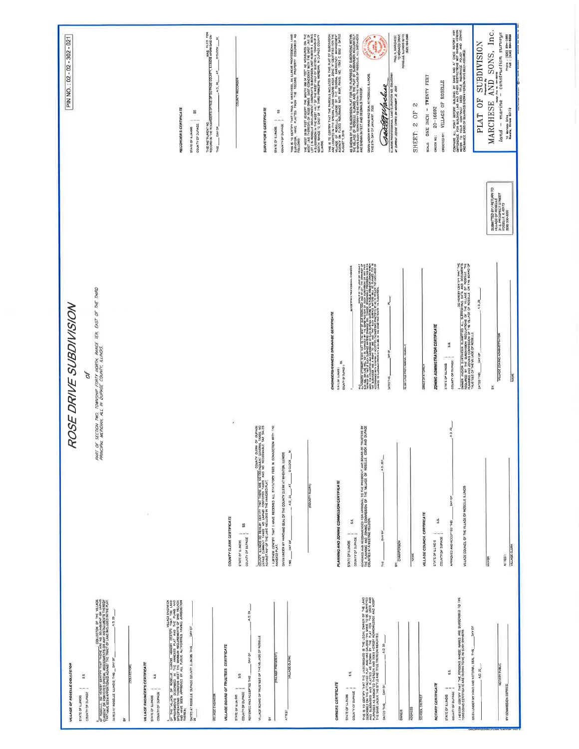PIN NO.: 02 - 02 - 302 - 021

# ROSE DRIVE SUBDIVISION

*of*

PART OF SECTION TWO, TOWNSHIP FORTY NORTH, RANGE TEN, EAST OF THE THIRD PRINCIPAL MERIDIAN, ALL IN DUPAGE COUNTY, ILLINOIS.

## VILLAGE OF ROSELLE COLLECTOR

STATE OF ILLINOIS } S.S.
COUNTY OF DUPAGE }

I, ______________ COLLECTOR OF THE VILLAGE OF ROSELLE, DO HEREBY CERTIFY THAT THERE ARE NO DELINQUENT OR UNPAID CURRENT OR FORFEITED SPECIAL ASSESSMENTS OR ANY DEFERRED INSTALLMENTS THEREOF THAT HAVE BEEN APPORTIONED AGAINST THE TRACT OF LAND INCLUDED IN THE PLAT.

DATED AT ROSELLE, ILLINOIS, THIS ____ DAY OF ______________ A.D. 20____

BY: ______________
COLLECTOR

## VILLAGE ENGINEER'S CERTIFICATE

STATE OF ILLINOIS } S.S.
COUNTY OF DUPAGE }

I, ______________ VILLAGE ENGINEER OF THE VILLAGE OF ROSELLE, ILLINOIS HEREBY CERTIFY THAT THE LAND IMPROVEMENTS DESCRIBED IN THE ANNEXED PLAT AND THE PLANS AND SPECIFICATIONS THEREFOR MEET THE MINIMUM REQUIREMENTS OF SAID VILLAGE AND HAVE BEEN APPROVED BY ALL PUBLIC AUTHORITIES HAVING JURISDICTION THEREON.

DATED AT ROSELLE, DUPAGE COUNTY, ILLINOIS, THIS ____ DAY OF ______________ 20____

______________
VILLAGE ENGINEER

## VILLAGE BOARD OF TRUSTEES CERTIFICATE

STATE OF ILLINOIS } S.S.
COUNTY OF DUPAGE }

REVIEWED AND ACCEPTED THIS ____ DAY OF ______________ A.D. 20____

VILLAGE BOARD OF TRUSTEES OF THE VILLAGE OF ROSELLE

BY: ______________
(VILLAGE PRESIDENT)

ATTEST: ______________
(VILLAGE CLERK)

## OWNERS CERTIFICATE

STATE OF ILLINOIS } S.S.
COUNTY OF DUPAGE }

THIS IS TO CERTIFY THAT THE UNDERSIGNED IS THE LEGAL OWNER OF THE LAND DESCRIBED ON THE ATTACHED PLAT, AND HAS CAUSED THE SAME TO BE SURVEYED AND SUBDIVIDED AS INDICATED THEREON, FOR THE USES AND PURPOSES AS INDICATED THEREON AND DOES HEREBY ACKNOWLEDGE AND ADOPT THE SAME UNDER THE STYLE AND TITLE THEREON INDICATED.

DATED THIS ____ DAY OF ______________ A.D. 20____

OWNER ______________

ADDRESS ______________

SCHOOL DISTRICT ______________

## NOTARY CERTIFICATE

STATE OF ILLINOIS } S.S.
COUNTY OF DUPAGE }

I HEREBY CERTIFY THAT THE PERSONS WHOSE NAMES ARE SUBSCRIBED TO THE FOREGOING CERTIFICATE ARE KNOWN TO ME AS SUCH OWNERS.

GIVEN UNDER MY HAND AND NOTORIAL SEAL THIS ____ DAY OF ______________ A.D. 20____

______________
NOTARY PUBLIC

MY COMMISSION EXPIRES: ______________

## COUNTY CLERK CERTIFICATE

STATE OF ILLINOIS } SS
COUNTY OF DUPAGE }

I, ______________ COUNTY CLERK OF DUPAGE COUNTY, ILLINOIS DO HEREBY CERTIFY THAT THERE ARE NO DELINQUENT GENERAL TAXES, NO UNPAID CURRENT TAXES, NO UNPAID FORFEITED TAXES, AND NO REDEEMABLE TAX SALES AGAINST ANY OF THE LAND INCLUDED IN THE ANNEXED PLAT.

I FURTHER CERTIFY THAT I HAVE RECEIVED ALL STATUTORY FEES IN CONNECTION WITH THE ANNEXED PLAT.

GIVEN UNDER MY HAND AND SEAL OF THE COUNTY CLERK AT WHEATON, ILLINOIS

THIS ____ DAY OF ______________ A.D. 20____ AT ______ O'CLOCK ____ M.

______________
(COUNTY CLERK)

## PLANNING AND ZONING COMMISSION CERTIFICATE

STATE OF ILLINOIS } S.S.
COUNTY OF DUPAGE }

REVIEWED AND RECOMMENDED FOR APPROVAL TO THE PRESIDENT AND BOARD OF TRUSTEES BY THE PLANNING AND ZONING COMMISSION OF THE VILLAGE OF ROSELLE, COOK AND DUPAGE COUNTIES AT A MEETING HELD ON ______________ DAY OF ______________ A.D. 20____

THE ____ DAY OF ______________ A.D. 20____

BY: ______________
CHAIRPERSON

______________
NAME

## VILLAGE COUNCIL CERTIFICATE

STATE OF ILLINOIS } S.S.
COUNTY OF DUPAGE }

APPROVED AND ACCEPTED THIS ____ DAY OF ______________ A.D. 20____

VILLAGE COUNCIL OF THE VILLAGE OF ROSELLE, ILLINOIS

______________
MAYOR

ATTEST: ______________
VILLAGE CLERK

## ENGINEER'S/OWNERS DRAINAGE CERTIFICATE

STATE OF ILLINOIS } SS
COUNTY OF DUPAGE }

______________ REGISTERED PROFESSIONAL ENGINEER

AND ______________ OWNER OF THE LAND DEPICTED HEREON OR DULY AUTHORIZED ATTORNEY, STATE THAT TO THE BEST OF OUR KNOWLEDGE AND BELIEF, THE DRAINAGE OF SURFACE WATERS WILL NOT BE CHANGED BY THE CONSTRUCTION OF SUCH SUBDIVISION OR ANY PART THEREOF, OR, THAT IF SUCH SURFACE WATER DRAINAGE WILL BE CHANGED, REASONABLE PROVISION HAS BEEN MADE FOR COLLECTION AND DIVERSION OF SUCH SURFACE WATERS INTO PUBLIC AREAS, OR DRAINS WHICH THE SUBDIVIDER HAS A RIGHT TO USE, AND THAT SUCH SURFACE WATERS WILL BE PLANNED FOR IN ACCORDANCE WITH GENERALLY ACCEPTED ENGINEERING PRACTICES SO AS TO REDUCE THE LIKELIHOOD OF DAMAGE TO THE ADJOINING PROPERTY BECAUSE OF THE CONSTRUCTION OF THE SUBDIVISION.

DATED THIS ____ DAY OF ______________ 20____

______________
REGISTERED PROFESSIONAL ENGINEER

______________
OWNER OR ATTORNEY

## ZONING ADMINISTRATOR CERTIFICATE

STATE OF ILLINOIS } S.S.
COUNTY OF DUPAGE }

I, ______________ DO HEREBY CERTIFY THAT THE OWNER HEREON HAS SUBMITTED ALL SUPPORTING DATA AND DOCUMENTS REQUIRED BY THE SUBDIVISION REGULATIONS OF THE VILLAGE OF ROSELLE, THE PLANNING AND ZONING COMMISSION OF THE VILLAGE OF ROSELLE OR THE BOARD OF TRUSTEES OF THE VILLAGE OF ROSELLE.

DATED THIS ____ DAY OF ______________ A.D. 20____

BY: ______________
VILLAGE ZONING ADMINISTRATOR

______________
NAME

SUBMITTED BY / RETURN TO:
VILLAGE OF ROSELLE
31 S. PROSPECT STREET
ROSELLE, IL 60172
(630) 980-2000

## RECORDER'S CERTIFICATE

STATE OF ILLINOIS } SS
COUNTY OF DUPAGE }

THIS INSTRUMENT NO. ______________ WAS FILED FOR RECORD IN THE RECORDER'S OFFICE OF DUPAGE COUNTY, ILLINOIS AFORESAID ON THIS ____ DAY OF ______________ A.D. 20____ AT ______ O'CLOCK ____ M.

______________
COUNTY RECORDER

## SURVEYOR'S CERTIFICATE

STATE OF ILLINOIS } SS
COUNTY OF DUPAGE }

THIS IS TO CERTIFY THAT I PAUL N. MARCHESE, AN ILLINOIS PROFESSIONAL LAND SURVEYOR, HAVE PLATTED FROM THE RECORD PROPERTY DESCRIBED AS FOLLOWS:

THE WEST 26.98 FEET (EXCEPT THE SOUTH 399.34 FEET AS MEASURED ON THE WEST LINE THEREOF) OF THAT PART OF LOT 6, LYING SOUTH OF THE NORTH LINE OF LOT 2 IN ROSELLE DEVELOPMENT COMPANY'S SUBDIVISION UNIT NUMBER 4, BEING A SUBDIVISION IN THE WEST HALF OF THE WEST HALF OF SECTION 2, TOWNSHIP 40 NORTH, RANGE 10 EAST OF THE THIRD PRINCIPAL MERIDIAN, IN DUPAGE COUNTY, ILLINOIS.

THIS IS TO CERTIFY THAT THE PARCELS INCLUDED IN THIS PLAT OF SUBDIVISION ARE LOCATED IN THE SPECIAL FLOOD HAZARD AREA ZONE "X" IDENTIFIED FOR THE VILLAGE OF ROSELLE, ILLINOIS BY THE FEDERAL EMERGENCY MANAGEMENT AGENCY ON FLOOD INSURANCE RATE MAP PANEL NO. 17043 C 0052 J DATED AUGUST 1, 2019.

AS SHOWN BY THE SUBDIVISION PLAT FOR THE PURPOSES OF SUBDIVIDING WITHIN THE VILLAGE OF ROSELLE, ILLINOIS AND THE PLAT OF SUBDIVISION ACCURATELY SHOWS SUCH TERRITORY TO BE WITHIN THE VILLAGE OF ROSELLE. ALL DISTANCES ARE SHOWN IN FEET AND DECIMALS THEREOF.

GIVEN UNDER MY HAND AND SEAL AT ROSELLE, ILLINOIS, THIS 6TH DAY OF JANUARY, 2022

ILLINOIS PROFESSIONAL LAND SURVEYOR NO. 035-002884
MY CURRENT LICENSE EXPIRES ON NOVEMBER 30, 2022

PAUL N. MARCHESE
10 MONROE DRIVE
ROSELLE, ILLINOIS 60172
(630) 894-5880

SHEET: 2 OF 2

SCALE: ONE INCH – TWENTY FEET

ORDER NO.: 20-16692

ORDERED BY: VILLAGE OF ROSELLE

COMPARE ALL POINTS BEFORE BUILDING BY SAME AND AT ONCE REPORT ANY DIFFERENCE. FOR BUILDING LINE AND OTHER RESTRICTIONS NOT SHOWN HEREON REFER TO YOUR CONTRACT, DEED, TITLE INSURANCE POLICY AND ZONING ORDINANCE. BASIS OF BEARINGS SHOWN HEREON HAVE BEEN ASSUMED.

# PLAT OF SUBDIVISION

Prepared By

## MARCHESE AND SONS, Inc.

*land – marine – construction surveys*

10 Monroe Drive
Roselle, Illinois 60172
Phone: (630) 894-5880
FAX: (630) 894-8888